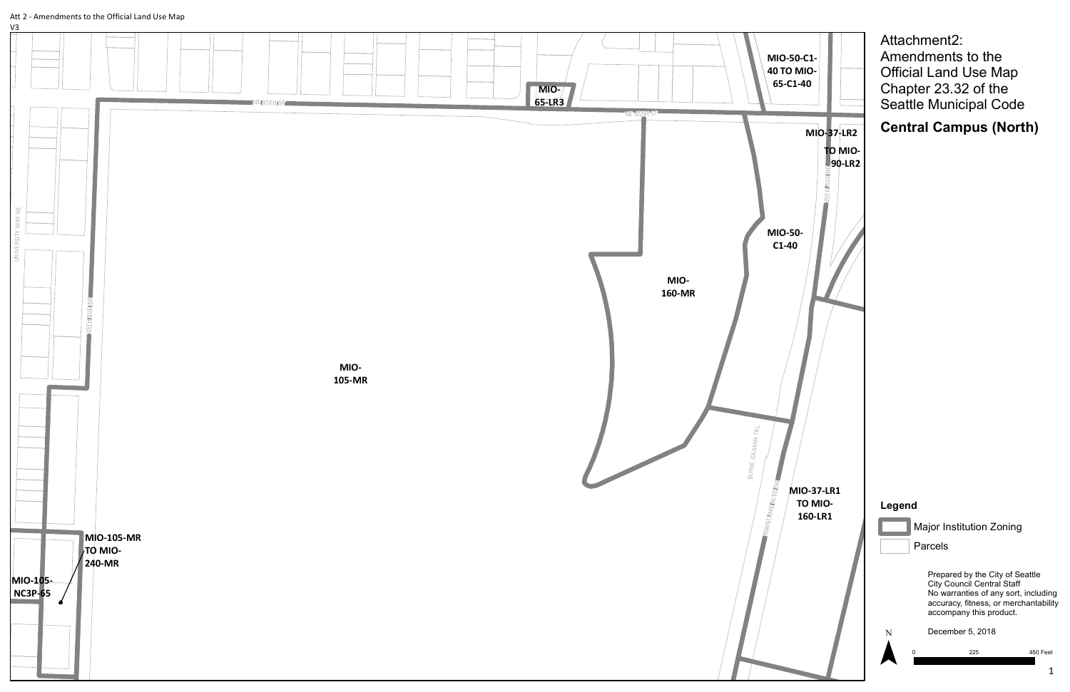Att 2 - Amendments to the Official Land Use Map
V3

# Attachment2: Amendments to the Official Land Use Map Chapter 23.32 of the Seattle Municipal Code

## Central Campus (North)

MIO-65-LR3

MIO-50-C1-40 TO MIO-65-C1-40

MIO-37-LR2 TO MIO-90-LR2

MIO-50-C1-40

MIO-160-MR

MIO-105-MR

MIO-37-LR1 TO MIO-160-LR1

MIO-105-MR TO MIO-240-MR

MIO-105-NC3P-65

NE 45TH ST

UNIVERSITY WAY NE

15TH AVE NE

BURKE GILMAN TRL

MONTLAKE BLVD NE

**Legend**

Major Institution Zoning

Parcels

Prepared by the City of Seattle City Council Central Staff
No warranties of any sort, including accuracy, fitness, or merchantability accompany this product.

December 5, 2018

N

0 225 450 Feet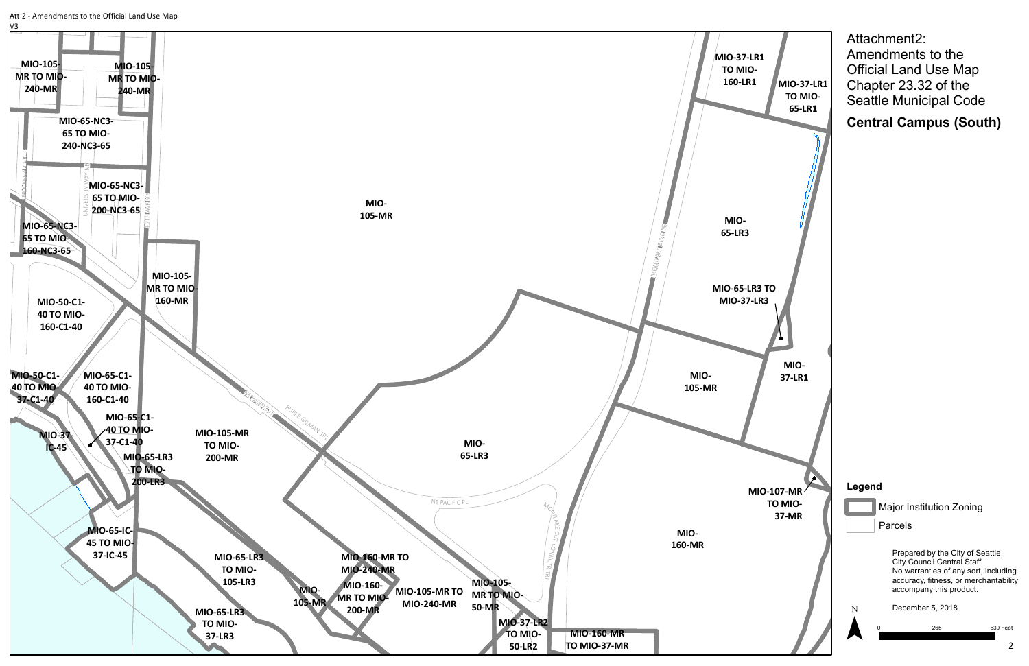Att 2 - Amendments to the Official Land Use Map
V3

# Attachment2: Amendments to the Official Land Use Map Chapter 23.32 of the Seattle Municipal Code

## Central Campus (South)

MIO-105-MR TO MIO-240-MR

MIO-105-MR TO MIO-240-MR

MIO-65-NC3-65 TO MIO-240-NC3-65

MIO-65-NC3-65 TO MIO-200-NC3-65

MIO-65-NC3-65 TO MIO-160-NC3-65

MIO-105-MR

MIO-105-MR TO MIO-160-MR

MIO-50-C1-40 TO MIO-160-C1-40

MIO-50-C1-40 TO MIO-37-C1-40

MIO-65-C1-40 TO MIO-160-C1-40

MIO-65-C1-40 TO MIO-37-C1-40

MIO-37-IC-45

MIO-65-LR3 TO MIO-200-LR3

MIO-105-MR TO MIO-200-MR

MIO-65-IC-45 TO MIO-37-IC-45

MIO-65-LR3 TO MIO-105-LR3

MIO-65-LR3 TO MIO-37-LR3

MIO-105-MR

MIO-160-MR TO MIO-240-MR

MIO-160-MR TO MIO-200-MR

MIO-105-MR TO MIO-240-MR

MIO-105-MR TO MIO-50-MR

MIO-37-LR2 TO MIO-50-LR2

MIO-160-MR TO MIO-37-MR

MIO-65-LR3

MIO-37-LR1 TO MIO-160-LR1

MIO-37-LR1 TO MIO-65-LR1

MIO-65-LR3

MIO-65-LR3 TO MIO-37-LR3

MIO-105-MR

MIO-37-LR1

MIO-107-MR TO MIO-37-MR

MIO-160-MR

NE PACIFIC ST

BURKE GILMAN TRL

NE PACIFIC PL

MONTLAKE CUT CONNECTOR TRL

MONTLAKE BLVD NE

UNIVERSITY WAY NE

BROOKLYN AVE NE

15TH AVE NE

**Legend**

- Major Institution Zoning
- Parcels

Prepared by the City of Seattle
City Council Central Staff
No warranties of any sort, including accuracy, fitness, or merchantability accompany this product.

December 5, 2018

N

0 265 530 Feet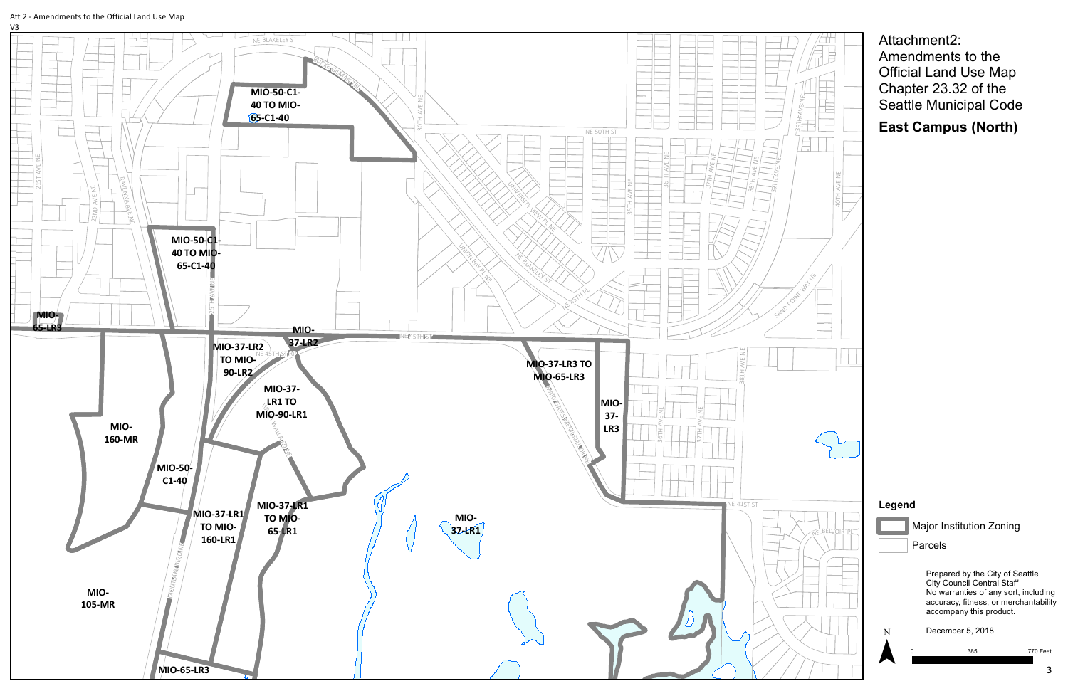Att 2 - Amendments to the Official Land Use Map
V3

# Attachment2: Amendments to the Official Land Use Map Chapter 23.32 of the Seattle Municipal Code

## East Campus (North)

MIO-50-C1-40 TO MIO-65-C1-40

MIO-50-C1-40 TO MIO-65-C1-40

MIO-65-LR3

MIO-37-LR2

MIO-37-LR2 TO MIO-90-LR2

MIO-37-LR1 TO MIO-90-LR1

MIO-37-LR3 TO MIO-65-LR3

MIO-37-LR3

MIO-160-MR

MIO-50-C1-40

MIO-37-LR1 TO MIO-160-LR1

MIO-37-LR1 TO MIO-65-LR1

MIO-37-LR1

MIO-105-MR

MIO-65-LR3

NE BLAKELEY ST, BURKE GILMAN TRL, 30TH AVE NE, NE 50TH ST, 21ST AVE NE, 22ND AVE NE, RAVENNA AVE NE, 25TH AVE NE, UNION BAY PL NE, UNIVERSITY VIEW PL NE, NE BLAKELEY ST, NE 45TH PL, 35TH AVE NE, 36TH AVE NE, 37TH AVE NE, 38TH AVE NE, 39TH AVE NE, 40TH AVE NE, SAND POINT WAY NE, NE 45TH ST, NE 45TH ST, WALLACE WAY NE, MARY GATES MEMORIAL DR NE, 36TH AVE NE, 37TH AVE NE, 38TH AVE NE, NE 41ST ST, NE BELVOIR PL, MONTLAKE BLVD NE

**Legend**

- Major Institution Zoning
- Parcels

Prepared by the City of Seattle City Council Central Staff
No warranties of any sort, including accuracy, fitness, or merchantability accompany this product.

December 5, 2018

N

0 385 770 Feet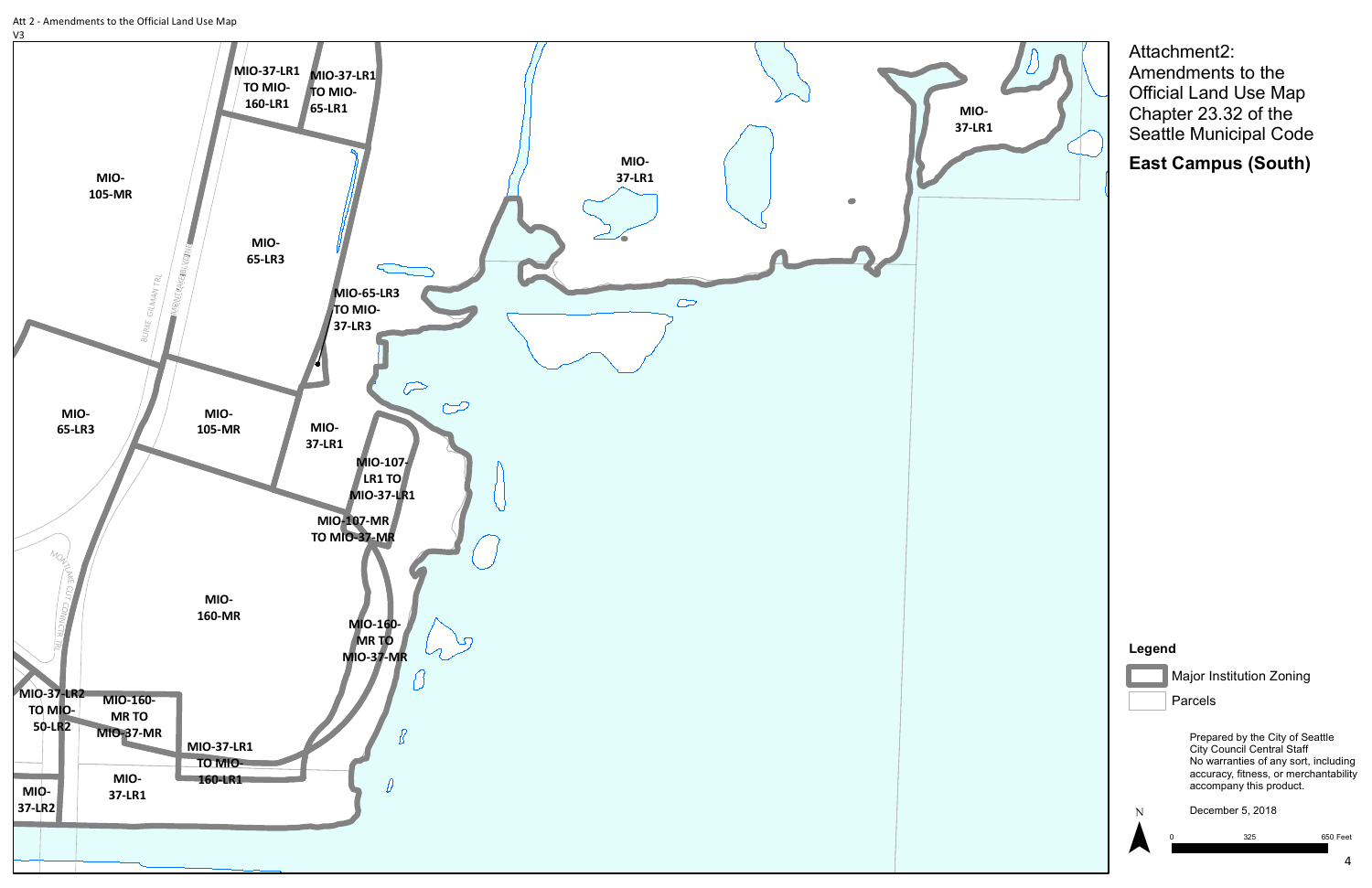Att 2 - Amendments to the Official Land Use Map
V3

# Attachment2: Amendments to the Official Land Use Map Chapter 23.32 of the Seattle Municipal Code

## East Campus (South)

MIO-37-LR1 TO MIO-160-LR1

MIO-37-LR1 TO MIO-65-LR1

MIO-105-MR

MIO-65-LR3

MIO-37-LR1

MIO-37-LR1

MIO-65-LR3 TO MIO-37-LR3

BURKE GILMAN TRL

MONTLAKE BLVD NE

MIO-65-LR3

MIO-105-MR

MIO-37-LR1

MIO-107-LR1 TO MIO-37-LR1

MIO-107-MR TO MIO-37-MR

MONTLAKE CUT CONNECTR TRL

MIO-160-MR

MIO-160-MR TO MIO-37-MR

MIO-37-LR2 TO MIO-50-LR2

MIO-160-MR TO MIO-37-MR

MIO-37-LR1 TO MIO-160-LR1

MIO-37-LR2

MIO-37-LR1

**Legend**

- Major Institution Zoning
- Parcels

Prepared by the City of Seattle City Council Central Staff
No warranties of any sort, including accuracy, fitness, or merchantability accompany this product.

December 5, 2018

N

0 325 650 Feet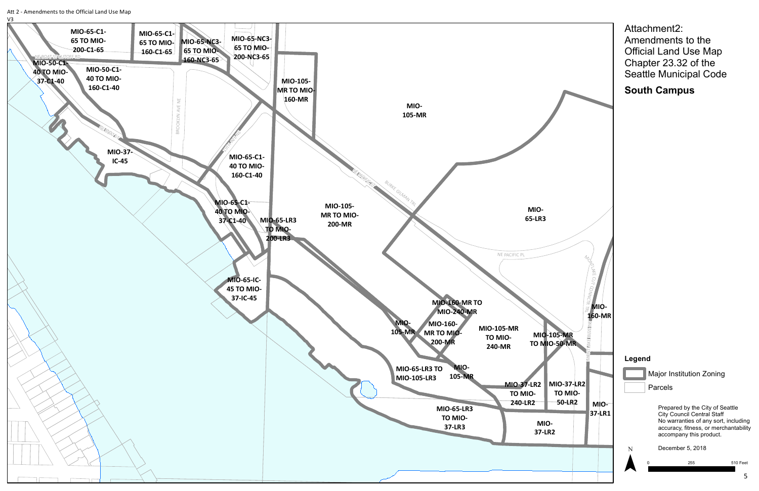Att 2 - Amendments to the Official Land Use Map
V3

# Attachment2: Amendments to the Official Land Use Map Chapter 23.32 of the Seattle Municipal Code

## South Campus

MIO-65-C1-65 TO MIO-200-C1-65

MIO-65-C1-65 TO MIO-160-C1-65

MIO-65-NC3-65 TO MIO-160-NC3-65

MIO-65-NC3-65 TO MIO-200-NC3-65

MIO-50-C1-40 TO MIO-37-C1-40

MIO-50-C1-40 TO MIO-160-C1-40

MIO-105-MR TO MIO-160-MR

MIO-105-MR

MIO-37-IC-45

MIO-65-C1-40 TO MIO-160-C1-40

MIO-65-C1-40 TO MIO-37-C1-40

MIO-65-LR3 TO MIO-200-LR3

MIO-105-MR TO MIO-200-MR

MIO-65-LR3

MIO-65-IC-45 TO MIO-37-IC-45

MIO-160-MR TO MIO-240-MR

MIO-105-MR

MIO-160-MR TO MIO-200-MR

MIO-105-MR TO MIO-240-MR

MIO-105-MR TO MIO-50-MR

MIO-160-MR

MIO-65-LR3 TO MIO-105-LR3

MIO-105-MR

MIO-37-LR2 TO MIO-240-LR2

MIO-37-LR2 TO MIO-50-LR2

MIO-37-LR1

MIO-65-LR3 TO MIO-37-LR3

MIO-37-LR2

NE BOAT ST

NE BOAT ST

BROOKLYN AVE NE

15TH AVE NE

NE PACIFIC ST

BURKE GILMAN TRL

NE PACIFIC PL

MONTLAKE CUT CONNECTOR TRL

### Legend

Major Institution Zoning

Parcels

Prepared by the City of Seattle City Council Central Staff
No warranties of any sort, including accuracy, fitness, or merchantability accompany this product.

December 5, 2018

N

0 255 510 Feet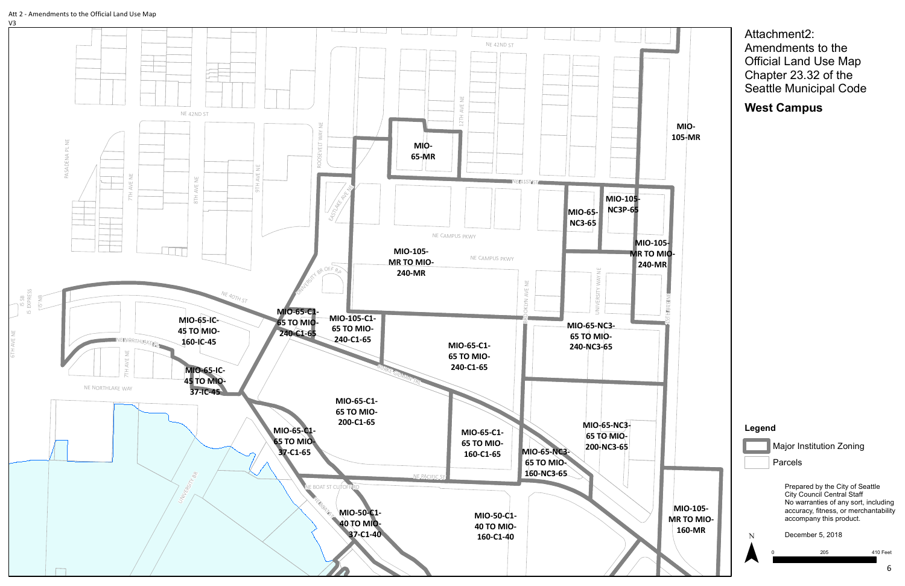Att 2 - Amendments to the Official Land Use Map
V3

# Attachment2: Amendments to the Official Land Use Map Chapter 23.32 of the Seattle Municipal Code

## West Campus

NE 42ND ST

NE 42ND ST

NE 41ST ST

NE 40TH ST

NE CAMPUS PKWY

NE CAMPUS PKWY

NE NORTHLAKE WAY

NE NORTHLAKE PL

NE PACIFIC ST

NE BOAT ST CUTOFF RD

NE BOAT ST

BURKE GILMAN TRL

UNIVERSITY BR OFF RP

UNIVERSITY BR

PASADENA PL NE

7TH AVE NE

8TH AVE NE

9TH AVE NE

ROOSEVELT WAY NE

EASTLAKE AVE NE

12TH AVE NE

BROOKLYN AVE NE

UNIVERSITY WAY NE

15TH AVE NE

6TH AVE NE

I5 SB

I5 EXPRESS

I5 NB

MIO-65-MR

MIO-105-MR

MIO-65-NC3-65

MIO-105-NC3P-65

MIO-105-MR TO MIO-240-MR

MIO-105-MR TO MIO-240-MR

MIO-65-C1-65 TO MIO-240-C1-65

MIO-105-C1-65 TO MIO-240-C1-65

MIO-65-IC-45 TO MIO-160-IC-45

MIO-65-IC-45 TO MIO-37-IC-45

MIO-65-C1-65 TO MIO-240-C1-65

MIO-65-NC3-65 TO MIO-240-NC3-65

MIO-65-C1-65 TO MIO-200-C1-65

MIO-65-C1-65 TO MIO-37-C1-65

MIO-65-C1-65 TO MIO-160-C1-65

MIO-65-NC3-65 TO MIO-160-NC3-65

MIO-65-NC3-65 TO MIO-200-NC3-65

MIO-50-C1-40 TO MIO-37-C1-40

MIO-50-C1-40 TO MIO-160-C1-40

MIO-105-MR TO MIO-160-MR

**Legend**

Major Institution Zoning

Parcels

Prepared by the City of Seattle
City Council Central Staff
No warranties of any sort, including accuracy, fitness, or merchantability accompany this product.

December 5, 2018

N

0 205 410 Feet